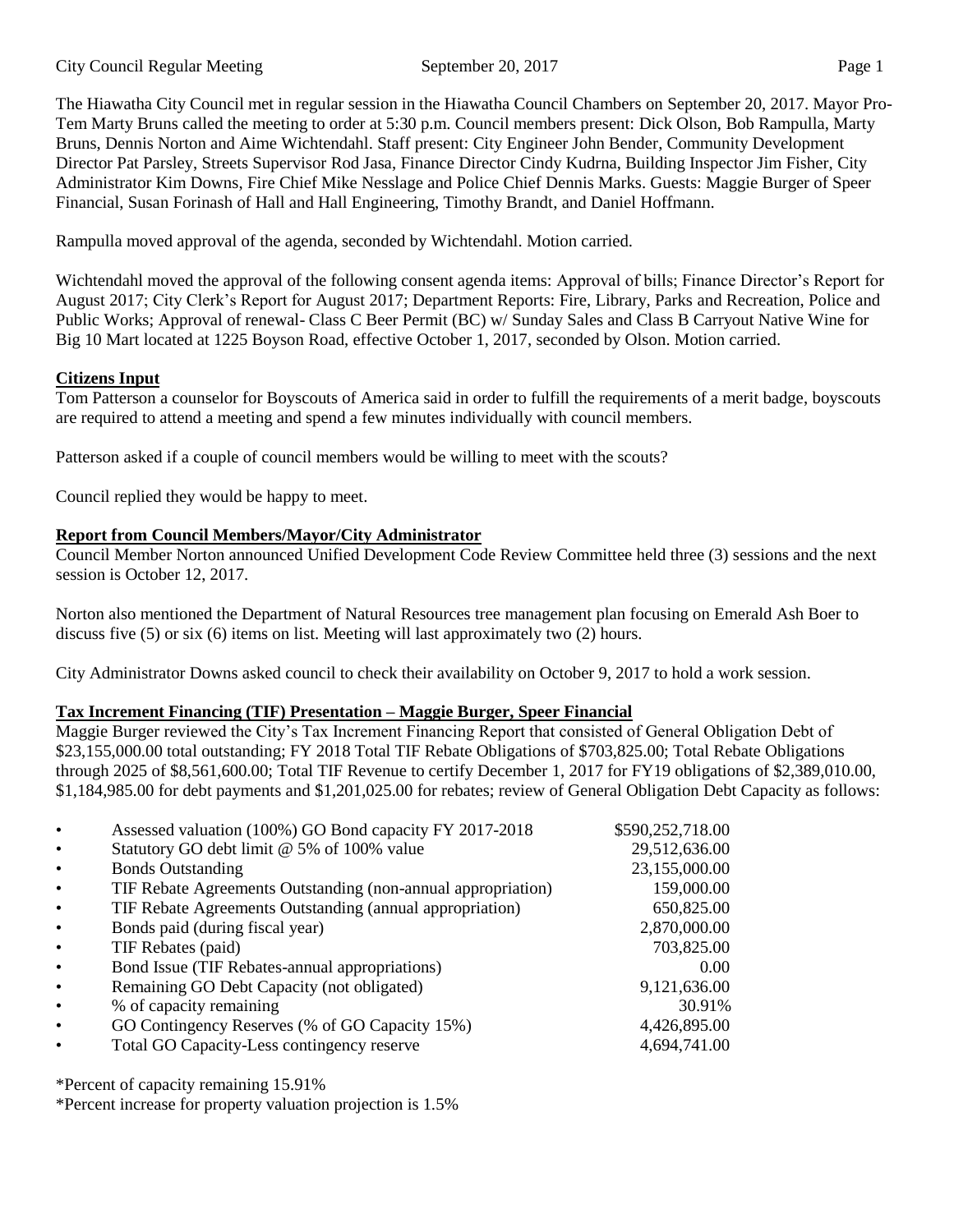The Hiawatha City Council met in regular session in the Hiawatha Council Chambers on September 20, 2017. Mayor Pro-Tem Marty Bruns called the meeting to order at 5:30 p.m. Council members present: Dick Olson, Bob Rampulla, Marty Bruns, Dennis Norton and Aime Wichtendahl. Staff present: City Engineer John Bender, Community Development Director Pat Parsley, Streets Supervisor Rod Jasa, Finance Director Cindy Kudrna, Building Inspector Jim Fisher, City Administrator Kim Downs, Fire Chief Mike Nesslage and Police Chief Dennis Marks. Guests: Maggie Burger of Speer Financial, Susan Forinash of Hall and Hall Engineering, Timothy Brandt, and Daniel Hoffmann.

Rampulla moved approval of the agenda, seconded by Wichtendahl. Motion carried.

Wichtendahl moved the approval of the following consent agenda items: Approval of bills; Finance Director's Report for August 2017; City Clerk's Report for August 2017; Department Reports: Fire, Library, Parks and Recreation, Police and Public Works; Approval of renewal- Class C Beer Permit (BC) w/ Sunday Sales and Class B Carryout Native Wine for Big 10 Mart located at 1225 Boyson Road, effective October 1, 2017, seconded by Olson. Motion carried.

## Citizens Input

Tom Patterson a counselor for Boyscouts of America said in order to fulfill the requirements of a merit badge, boyscouts are required to attend a meeting and spend a few minutes individually with council members.

Patterson asked if a couple of council members would be willing to meet with the scouts?

Council replied they would be happy to meet.

## Report from Council Members/Mayor/City Administrator

Council Member Norton announced Unified Development Code Review Committee held three (3) sessions and the next session is October 12, 2017.

Norton also mentioned the Department of Natural Resources tree management plan focusing on Emerald Ash Boer to discuss five (5) or six (6) items on list. Meeting will last approximately two (2) hours.

City Administrator Downs asked council to check their availability on October 9, 2017 to hold a work session.

## Tax Increment Financing (TIF) Presentation – Maggie Burger, Speer Financial

Maggie Burger reviewed the City's Tax Increment Financing Report that consisted of General Obligation Debt of $23,155,000.00 total outstanding; FY 2018 Total TIF Rebate Obligations of $703,825.00; Total Rebate Obligations through 2025 of $8,561,600.00; Total TIF Revenue to certify December 1, 2017 for FY19 obligations of $2,389,010.00, $1,184,985.00 for debt payments and $1,201,025.00 for rebates; review of General Obligation Debt Capacity as follows:

| Item | Amount |
|---|---|
| Assessed valuation (100%) GO Bond capacity FY 2017-2018 | $590,252,718.00 |
| Statutory GO debt limit @ 5% of 100% value | 29,512,636.00 |
| Bonds Outstanding | 23,155,000.00 |
| TIF Rebate Agreements Outstanding (non-annual appropriation) | 159,000.00 |
| TIF Rebate Agreements Outstanding (annual appropriation) | 650,825.00 |
| Bonds paid (during fiscal year) | 2,870,000.00 |
| TIF Rebates (paid) | 703,825.00 |
| Bond Issue (TIF Rebates-annual appropriations) | 0.00 |
| Remaining GO Debt Capacity (not obligated) | 9,121,636.00 |
| % of capacity remaining | 30.91% |
| GO Contingency Reserves (% of GO Capacity 15%) | 4,426,895.00 |
| Total GO Capacity-Less contingency reserve | 4,694,741.00 |

*Percent of capacity remaining 15.91%

*Percent increase for property valuation projection is 1.5%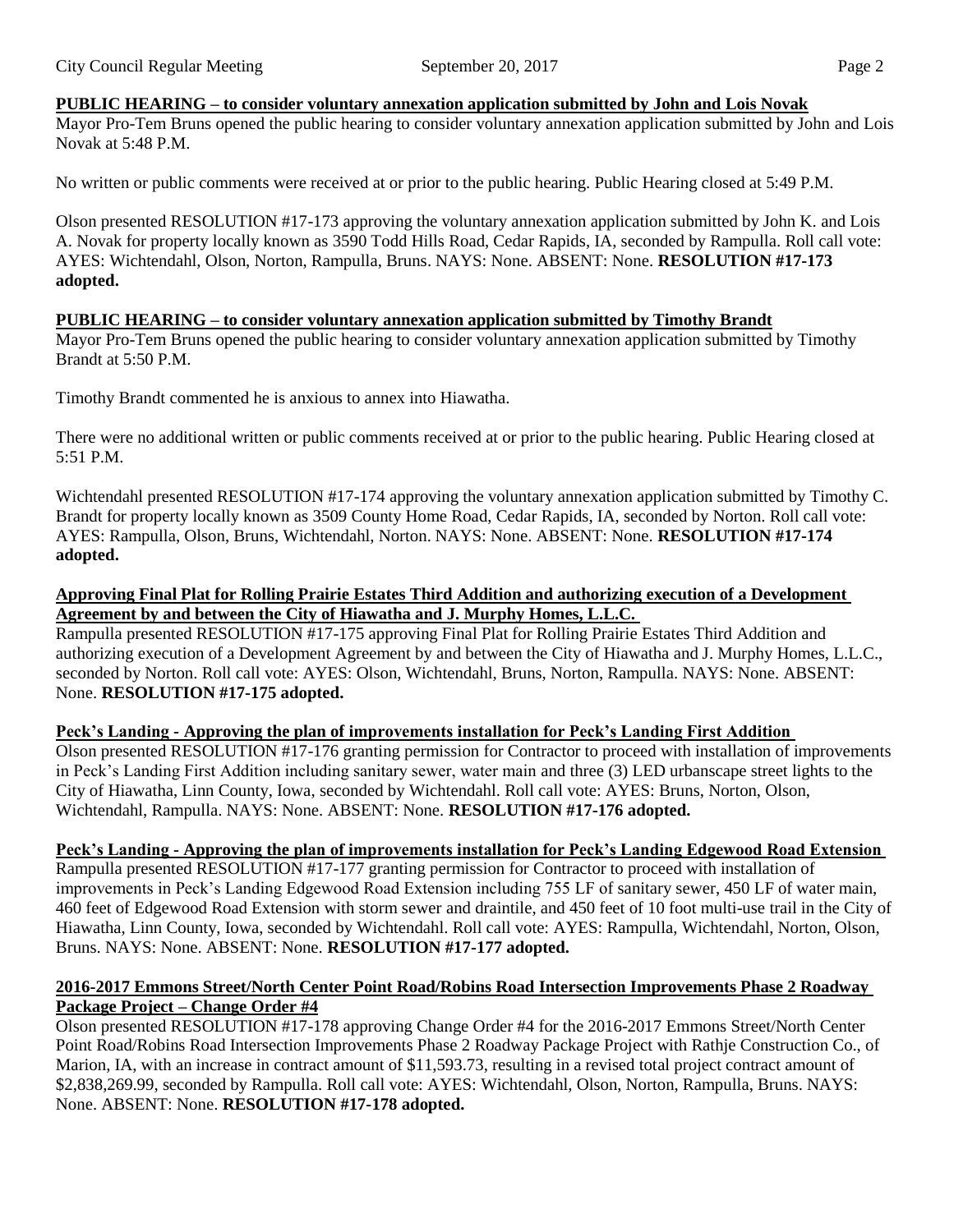**PUBLIC HEARING – to consider voluntary annexation application submitted by John and Lois Novak**

Mayor Pro-Tem Bruns opened the public hearing to consider voluntary annexation application submitted by John and Lois Novak at 5:48 P.M.

No written or public comments were received at or prior to the public hearing. Public Hearing closed at 5:49 P.M.

Olson presented RESOLUTION #17-173 approving the voluntary annexation application submitted by John K. and Lois A. Novak for property locally known as 3590 Todd Hills Road, Cedar Rapids, IA, seconded by Rampulla. Roll call vote: AYES: Wichtendahl, Olson, Norton, Rampulla, Bruns. NAYS: None. ABSENT: None. **RESOLUTION #17-173 adopted.**

**PUBLIC HEARING – to consider voluntary annexation application submitted by Timothy Brandt**

Mayor Pro-Tem Bruns opened the public hearing to consider voluntary annexation application submitted by Timothy Brandt at 5:50 P.M.

Timothy Brandt commented he is anxious to annex into Hiawatha.

There were no additional written or public comments received at or prior to the public hearing. Public Hearing closed at 5:51 P.M.

Wichtendahl presented RESOLUTION #17-174 approving the voluntary annexation application submitted by Timothy C. Brandt for property locally known as 3509 County Home Road, Cedar Rapids, IA, seconded by Norton. Roll call vote: AYES: Rampulla, Olson, Bruns, Wichtendahl, Norton. NAYS: None. ABSENT: None. **RESOLUTION #17-174 adopted.**

**Approving Final Plat for Rolling Prairie Estates Third Addition and authorizing execution of a Development Agreement by and between the City of Hiawatha and J. Murphy Homes, L.L.C.**

Rampulla presented RESOLUTION #17-175 approving Final Plat for Rolling Prairie Estates Third Addition and authorizing execution of a Development Agreement by and between the City of Hiawatha and J. Murphy Homes, L.L.C., seconded by Norton. Roll call vote: AYES: Olson, Wichtendahl, Bruns, Norton, Rampulla. NAYS: None. ABSENT: None. **RESOLUTION #17-175 adopted.**

**Peck's Landing - Approving the plan of improvements installation for Peck's Landing First Addition**

Olson presented RESOLUTION #17-176 granting permission for Contractor to proceed with installation of improvements in Peck's Landing First Addition including sanitary sewer, water main and three (3) LED urbanscape street lights to the City of Hiawatha, Linn County, Iowa, seconded by Wichtendahl. Roll call vote: AYES: Bruns, Norton, Olson, Wichtendahl, Rampulla. NAYS: None. ABSENT: None. **RESOLUTION #17-176 adopted.**

**Peck's Landing - Approving the plan of improvements installation for Peck's Landing Edgewood Road Extension**

Rampulla presented RESOLUTION #17-177 granting permission for Contractor to proceed with installation of improvements in Peck's Landing Edgewood Road Extension including 755 LF of sanitary sewer, 450 LF of water main, 460 feet of Edgewood Road Extension with storm sewer and draintile, and 450 feet of 10 foot multi-use trail in the City of Hiawatha, Linn County, Iowa, seconded by Wichtendahl. Roll call vote: AYES: Rampulla, Wichtendahl, Norton, Olson, Bruns. NAYS: None. ABSENT: None. **RESOLUTION #17-177 adopted.**

**2016-2017 Emmons Street/North Center Point Road/Robins Road Intersection Improvements Phase 2 Roadway Package Project – Change Order #4**

Olson presented RESOLUTION #17-178 approving Change Order #4 for the 2016-2017 Emmons Street/North Center Point Road/Robins Road Intersection Improvements Phase 2 Roadway Package Project with Rathje Construction Co., of Marion, IA, with an increase in contract amount of $11,593.73, resulting in a revised total project contract amount of $2,838,269.99, seconded by Rampulla. Roll call vote: AYES: Wichtendahl, Olson, Norton, Rampulla, Bruns. NAYS: None. ABSENT: None. **RESOLUTION #17-178 adopted.**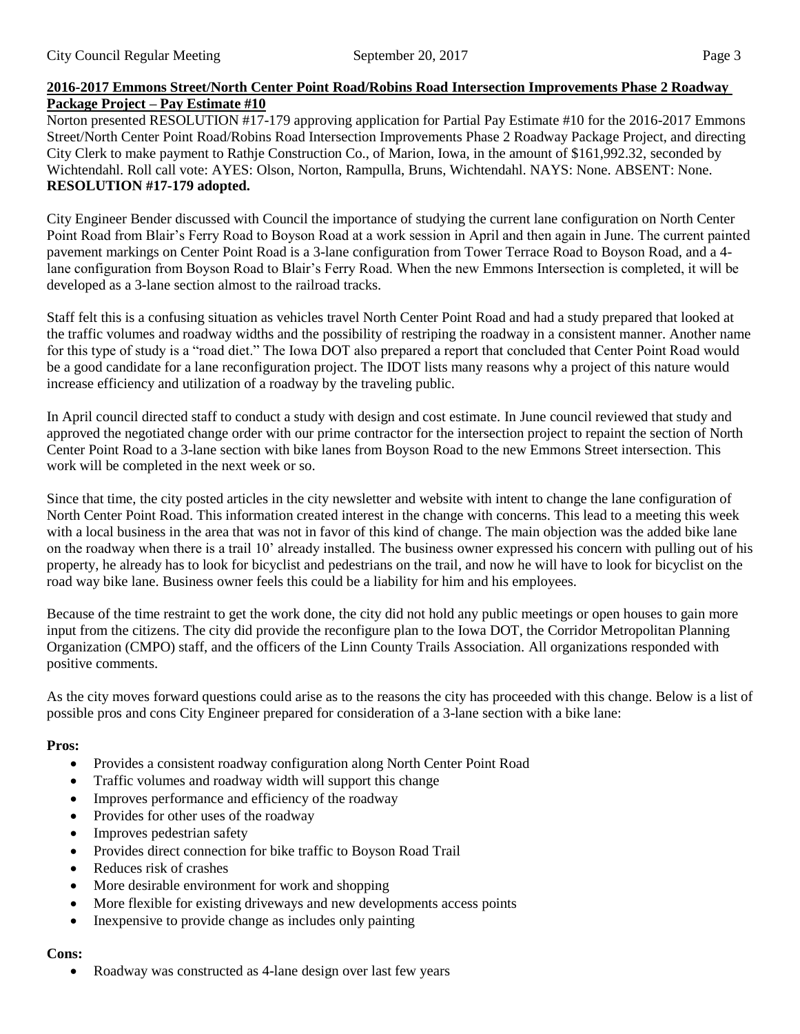**2016-2017 Emmons Street/North Center Point Road/Robins Road Intersection Improvements Phase 2 Roadway Package Project – Pay Estimate #10**

Norton presented RESOLUTION #17-179 approving application for Partial Pay Estimate #10 for the 2016-2017 Emmons Street/North Center Point Road/Robins Road Intersection Improvements Phase 2 Roadway Package Project, and directing City Clerk to make payment to Rathje Construction Co., of Marion, Iowa, in the amount of $161,992.32, seconded by Wichtendahl. Roll call vote: AYES: Olson, Norton, Rampulla, Bruns, Wichtendahl. NAYS: None. ABSENT: None. **RESOLUTION #17-179 adopted.**

City Engineer Bender discussed with Council the importance of studying the current lane configuration on North Center Point Road from Blair's Ferry Road to Boyson Road at a work session in April and then again in June. The current painted pavement markings on Center Point Road is a 3-lane configuration from Tower Terrace Road to Boyson Road, and a 4-lane configuration from Boyson Road to Blair's Ferry Road. When the new Emmons Intersection is completed, it will be developed as a 3-lane section almost to the railroad tracks.

Staff felt this is a confusing situation as vehicles travel North Center Point Road and had a study prepared that looked at the traffic volumes and roadway widths and the possibility of restriping the roadway in a consistent manner. Another name for this type of study is a "road diet." The Iowa DOT also prepared a report that concluded that Center Point Road would be a good candidate for a lane reconfiguration project. The IDOT lists many reasons why a project of this nature would increase efficiency and utilization of a roadway by the traveling public.

In April council directed staff to conduct a study with design and cost estimate. In June council reviewed that study and approved the negotiated change order with our prime contractor for the intersection project to repaint the section of North Center Point Road to a 3-lane section with bike lanes from Boyson Road to the new Emmons Street intersection. This work will be completed in the next week or so.

Since that time, the city posted articles in the city newsletter and website with intent to change the lane configuration of North Center Point Road. This information created interest in the change with concerns. This lead to a meeting this week with a local business in the area that was not in favor of this kind of change. The main objection was the added bike lane on the roadway when there is a trail 10' already installed. The business owner expressed his concern with pulling out of his property, he already has to look for bicyclist and pedestrians on the trail, and now he will have to look for bicyclist on the road way bike lane. Business owner feels this could be a liability for him and his employees.

Because of the time restraint to get the work done, the city did not hold any public meetings or open houses to gain more input from the citizens. The city did provide the reconfigure plan to the Iowa DOT, the Corridor Metropolitan Planning Organization (CMPO) staff, and the officers of the Linn County Trails Association. All organizations responded with positive comments.

As the city moves forward questions could arise as to the reasons the city has proceeded with this change. Below is a list of possible pros and cons City Engineer prepared for consideration of a 3-lane section with a bike lane:

**Pros:**

- Provides a consistent roadway configuration along North Center Point Road
- Traffic volumes and roadway width will support this change
- Improves performance and efficiency of the roadway
- Provides for other uses of the roadway
- Improves pedestrian safety
- Provides direct connection for bike traffic to Boyson Road Trail
- Reduces risk of crashes
- More desirable environment for work and shopping
- More flexible for existing driveways and new developments access points
- Inexpensive to provide change as includes only painting

**Cons:**

- Roadway was constructed as 4-lane design over last few years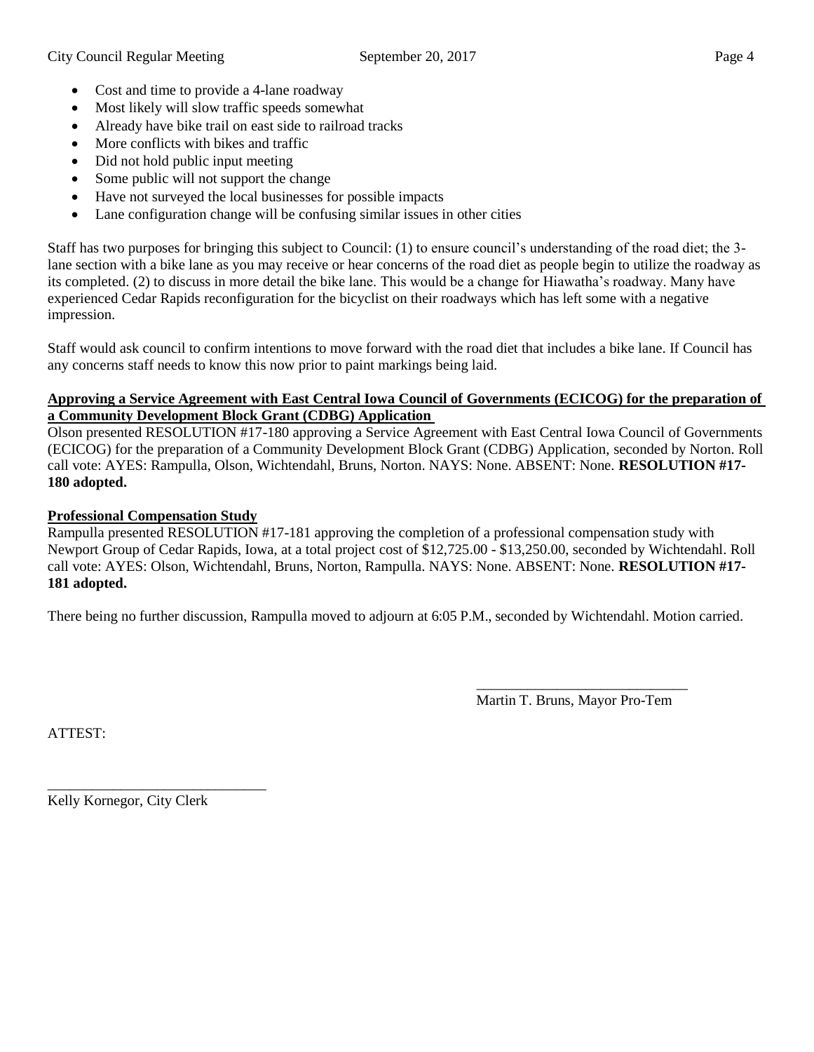- Cost and time to provide a 4-lane roadway
- Most likely will slow traffic speeds somewhat
- Already have bike trail on east side to railroad tracks
- More conflicts with bikes and traffic
- Did not hold public input meeting
- Some public will not support the change
- Have not surveyed the local businesses for possible impacts
- Lane configuration change will be confusing similar issues in other cities

Staff has two purposes for bringing this subject to Council: (1) to ensure council's understanding of the road diet; the 3-lane section with a bike lane as you may receive or hear concerns of the road diet as people begin to utilize the roadway as its completed. (2) to discuss in more detail the bike lane. This would be a change for Hiawatha's roadway. Many have experienced Cedar Rapids reconfiguration for the bicyclist on their roadways which has left some with a negative impression.

Staff would ask council to confirm intentions to move forward with the road diet that includes a bike lane. If Council has any concerns staff needs to know this now prior to paint markings being laid.

**Approving a Service Agreement with East Central Iowa Council of Governments (ECICOG) for the preparation of a Community Development Block Grant (CDBG) Application**

Olson presented RESOLUTION #17-180 approving a Service Agreement with East Central Iowa Council of Governments (ECICOG) for the preparation of a Community Development Block Grant (CDBG) Application, seconded by Norton. Roll call vote: AYES: Rampulla, Olson, Wichtendahl, Bruns, Norton. NAYS: None. ABSENT: None. **RESOLUTION #17-180 adopted.**

**Professional Compensation Study**

Rampulla presented RESOLUTION #17-181 approving the completion of a professional compensation study with Newport Group of Cedar Rapids, Iowa, at a total project cost of $12,725.00 - $13,250.00, seconded by Wichtendahl. Roll call vote: AYES: Olson, Wichtendahl, Bruns, Norton, Rampulla. NAYS: None. ABSENT: None. **RESOLUTION #17-181 adopted.**

There being no further discussion, Rampulla moved to adjourn at 6:05 P.M., seconded by Wichtendahl. Motion carried.

_____________________________
Martin T. Bruns, Mayor Pro-Tem

ATTEST:

_____________________________
Kelly Kornegor, City Clerk